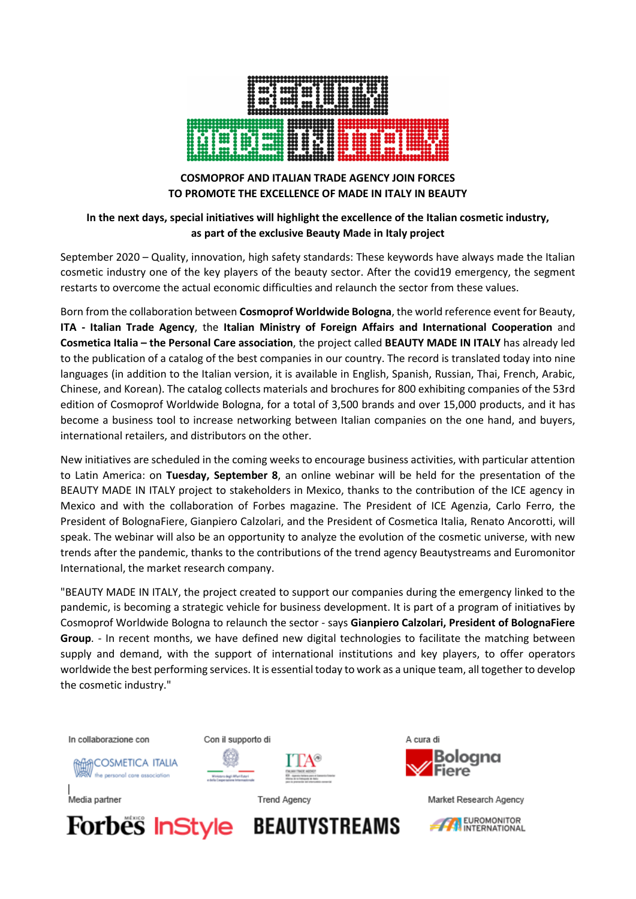BEAUTY MADE IN ITALY

## COSMOPROF AND ITALIAN TRADE AGENCY JOIN FORCES TO PROMOTE THE EXCELLENCE OF MADE IN ITALY IN BEAUTY

**In the next days, special initiatives will highlight the excellence of the Italian cosmetic industry, as part of the exclusive Beauty Made in Italy project**

September 2020 – Quality, innovation, high safety standards: These keywords have always made the Italian cosmetic industry one of the key players of the beauty sector. After the covid19 emergency, the segment restarts to overcome the actual economic difficulties and relaunch the sector from these values.

Born from the collaboration between **Cosmoprof Worldwide Bologna**, the world reference event for Beauty, **ITA - Italian Trade Agency**, the **Italian Ministry of Foreign Affairs and International Cooperation** and **Cosmetica Italia – the Personal Care association**, the project called **BEAUTY MADE IN ITALY** has already led to the publication of a catalog of the best companies in our country. The record is translated today into nine languages (in addition to the Italian version, it is available in English, Spanish, Russian, Thai, French, Arabic, Chinese, and Korean). The catalog collects materials and brochures for 800 exhibiting companies of the 53rd edition of Cosmoprof Worldwide Bologna, for a total of 3,500 brands and over 15,000 products, and it has become a business tool to increase networking between Italian companies on the one hand, and buyers, international retailers, and distributors on the other.

New initiatives are scheduled in the coming weeks to encourage business activities, with particular attention to Latin America: on **Tuesday, September 8**, an online webinar will be held for the presentation of the BEAUTY MADE IN ITALY project to stakeholders in Mexico, thanks to the contribution of the ICE agency in Mexico and with the collaboration of Forbes magazine. The President of ICE Agenzia, Carlo Ferro, the President of BolognaFiere, Gianpiero Calzolari, and the President of Cosmetica Italia, Renato Ancorotti, will speak. The webinar will also be an opportunity to analyze the evolution of the cosmetic universe, with new trends after the pandemic, thanks to the contributions of the trend agency Beautystreams and Euromonitor International, the market research company.

"BEAUTY MADE IN ITALY, the project created to support our companies during the emergency linked to the pandemic, is becoming a strategic vehicle for business development. It is part of a program of initiatives by Cosmoprof Worldwide Bologna to relaunch the sector - says **Gianpiero Calzolari, President of BolognaFiere Group**. - In recent months, we have defined new digital technologies to facilitate the matching between supply and demand, with the support of international institutions and key players, to offer operators worldwide the best performing services. It is essential today to work as a unique team, all together to develop the cosmetic industry."

In collaborazione con: COSMETICA ITALIA the personal care association

Con il supporto di: Ministero degli Affari Esteri e della Cooperazione Internazionale; ITA Italian Trade Agency

A cura di: BolognaFiere

Media partner: Forbes México, InStyle

Trend Agency: BEAUTYSTREAMS

Market Research Agency: EUROMONITOR INTERNATIONAL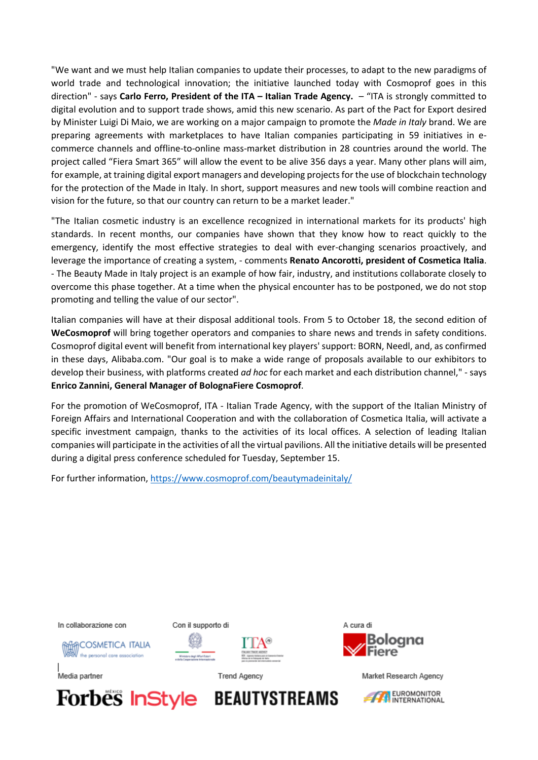"We want and we must help Italian companies to update their processes, to adapt to the new paradigms of world trade and technological innovation; the initiative launched today with Cosmoprof goes in this direction" - says **Carlo Ferro, President of the ITA – Italian Trade Agency.** – "ITA is strongly committed to digital evolution and to support trade shows, amid this new scenario. As part of the Pact for Export desired by Minister Luigi Di Maio, we are working on a major campaign to promote the *Made in Italy* brand. We are preparing agreements with marketplaces to have Italian companies participating in 59 initiatives in e-commerce channels and offline-to-online mass-market distribution in 28 countries around the world. The project called "Fiera Smart 365" will allow the event to be alive 356 days a year. Many other plans will aim, for example, at training digital export managers and developing projects for the use of blockchain technology for the protection of the Made in Italy. In short, support measures and new tools will combine reaction and vision for the future, so that our country can return to be a market leader."

"The Italian cosmetic industry is an excellence recognized in international markets for its products' high standards. In recent months, our companies have shown that they know how to react quickly to the emergency, identify the most effective strategies to deal with ever-changing scenarios proactively, and leverage the importance of creating a system, - comments **Renato Ancorotti, president of Cosmetica Italia**. - The Beauty Made in Italy project is an example of how fair, industry, and institutions collaborate closely to overcome this phase together. At a time when the physical encounter has to be postponed, we do not stop promoting and telling the value of our sector".

Italian companies will have at their disposal additional tools. From 5 to October 18, the second edition of **WeCosmoprof** will bring together operators and companies to share news and trends in safety conditions. Cosmoprof digital event will benefit from international key players' support: BORN, Needl, and, as confirmed in these days, Alibaba.com. "Our goal is to make a wide range of proposals available to our exhibitors to develop their business, with platforms created *ad hoc* for each market and each distribution channel," - says **Enrico Zannini, General Manager of BolognaFiere Cosmoprof**.

For the promotion of WeCosmoprof, ITA - Italian Trade Agency, with the support of the Italian Ministry of Foreign Affairs and International Cooperation and with the collaboration of Cosmetica Italia, will activate a specific investment campaign, thanks to the activities of its local offices. A selection of leading Italian companies will participate in the activities of all the virtual pavilions. All the initiative details will be presented during a digital press conference scheduled for Tuesday, September 15.

For further information, https://www.cosmoprof.com/beautymadeinitaly/

In collaborazione con: Cosmetica Italia – the personal care association

Con il supporto di: Ministero degli Affari Esteri e della Cooperazione Internazionale; ITA

A cura di: BolognaFiere

Media partner: Forbes México; InStyle

Trend Agency: BEAUTYSTREAMS

Market Research Agency: Euromonitor International